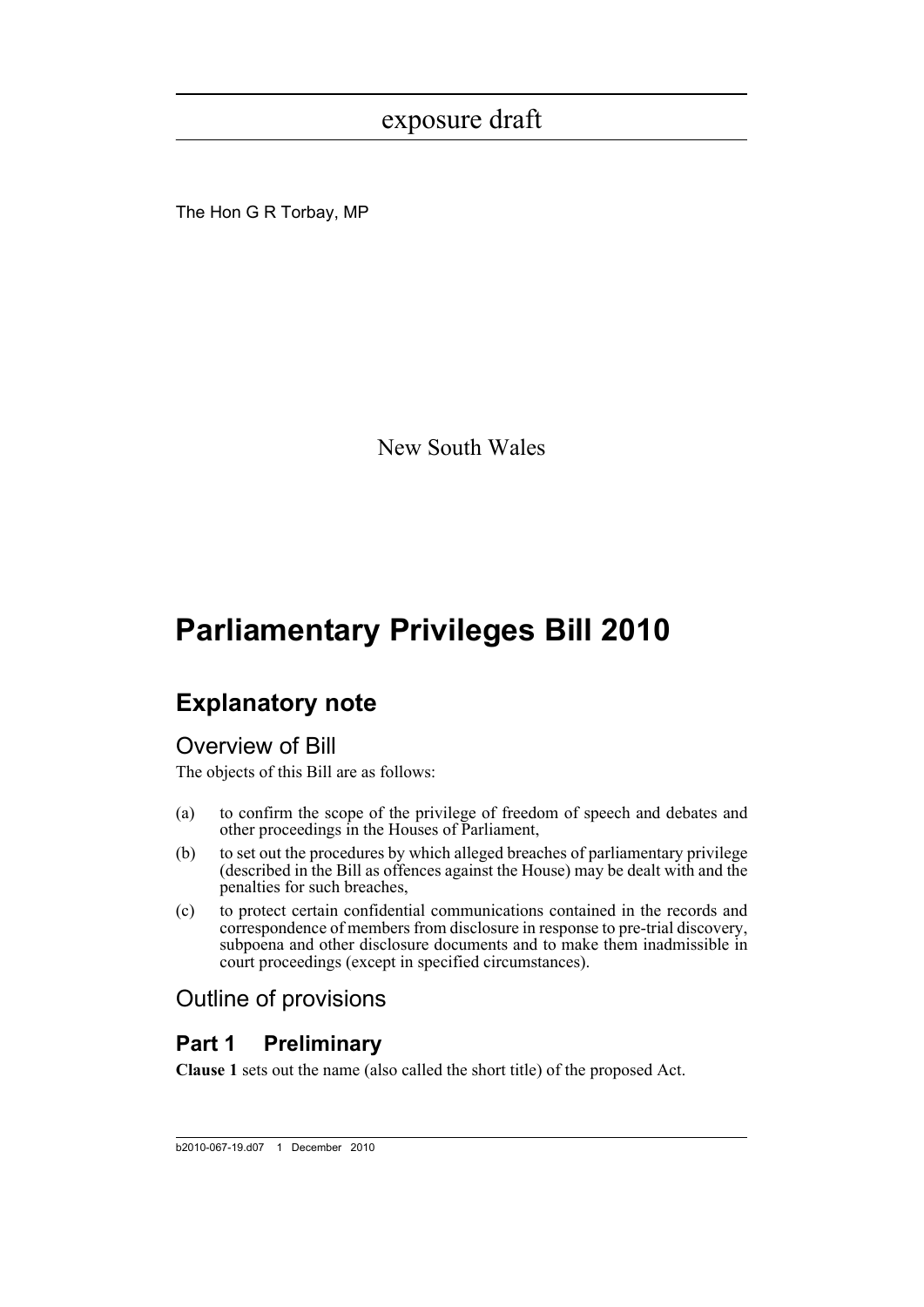exposure draft

The Hon G R Torbay, MP

New South Wales

# Parliamentary Privileges Bill 2010

## Explanatory note

### Overview of Bill

The objects of this Bill are as follows:

(a) to confirm the scope of the privilege of freedom of speech and debates and other proceedings in the Houses of Parliament,

(b) to set out the procedures by which alleged breaches of parliamentary privilege (described in the Bill as offences against the House) may be dealt with and the penalties for such breaches,

(c) to protect certain confidential communications contained in the records and correspondence of members from disclosure in response to pre-trial discovery, subpoena and other disclosure documents and to make them inadmissible in court proceedings (except in specified circumstances).

### Outline of provisions

## Part 1 Preliminary

**Clause 1** sets out the name (also called the short title) of the proposed Act.

b2010-067-19.d07 1 December 2010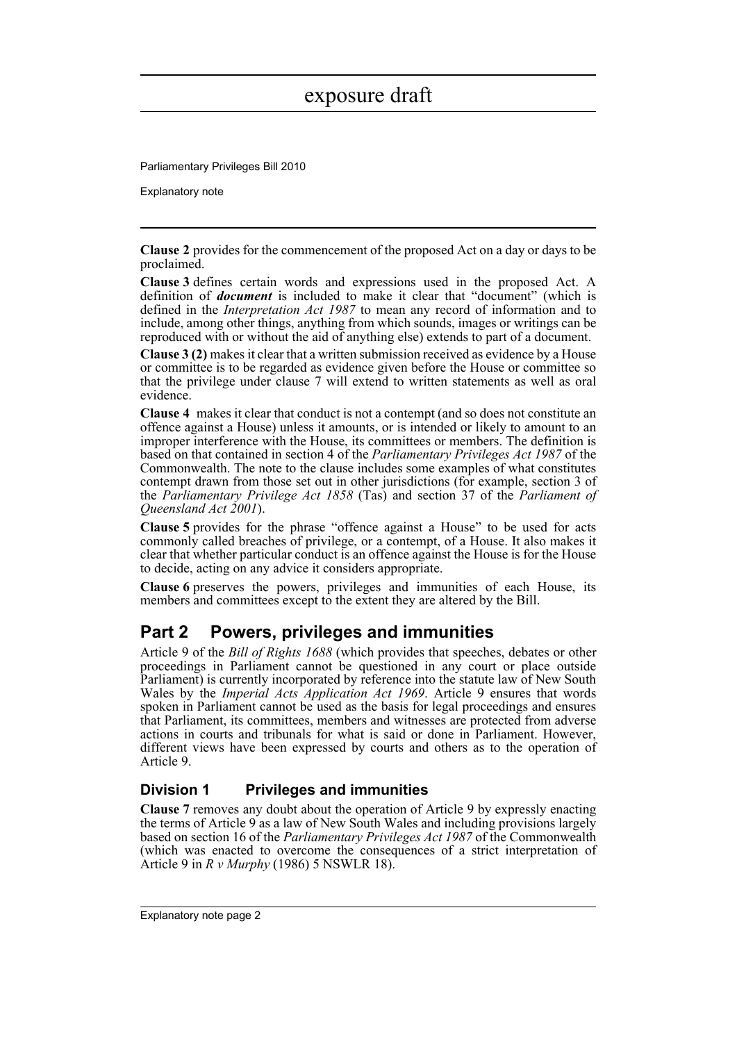**Clause 2** provides for the commencement of the proposed Act on a day or days to be proclaimed.

**Clause 3** defines certain words and expressions used in the proposed Act. A definition of ***document*** is included to make it clear that "document" (which is defined in the *Interpretation Act 1987* to mean any record of information and to include, among other things, anything from which sounds, images or writings can be reproduced with or without the aid of anything else) extends to part of a document.

**Clause 3 (2)** makes it clear that a written submission received as evidence by a House or committee is to be regarded as evidence given before the House or committee so that the privilege under clause 7 will extend to written statements as well as oral evidence.

**Clause 4** makes it clear that conduct is not a contempt (and so does not constitute an offence against a House) unless it amounts, or is intended or likely to amount to an improper interference with the House, its committees or members. The definition is based on that contained in section 4 of the *Parliamentary Privileges Act 1987* of the Commonwealth. The note to the clause includes some examples of what constitutes contempt drawn from those set out in other jurisdictions (for example, section 3 of the *Parliamentary Privilege Act 1858* (Tas) and section 37 of the *Parliament of Queensland Act 2001*).

**Clause 5** provides for the phrase "offence against a House" to be used for acts commonly called breaches of privilege, or a contempt, of a House. It also makes it clear that whether particular conduct is an offence against the House is for the House to decide, acting on any advice it considers appropriate.

**Clause 6** preserves the powers, privileges and immunities of each House, its members and committees except to the extent they are altered by the Bill.

## Part 2 Powers, privileges and immunities

Article 9 of the *Bill of Rights 1688* (which provides that speeches, debates or other proceedings in Parliament cannot be questioned in any court or place outside Parliament) is currently incorporated by reference into the statute law of New South Wales by the *Imperial Acts Application Act 1969*. Article 9 ensures that words spoken in Parliament cannot be used as the basis for legal proceedings and ensures that Parliament, its committees, members and witnesses are protected from adverse actions in courts and tribunals for what is said or done in Parliament. However, different views have been expressed by courts and others as to the operation of Article 9.

### Division 1 Privileges and immunities

**Clause 7** removes any doubt about the operation of Article 9 by expressly enacting the terms of Article 9 as a law of New South Wales and including provisions largely based on section 16 of the *Parliamentary Privileges Act 1987* of the Commonwealth (which was enacted to overcome the consequences of a strict interpretation of Article 9 in *R v Murphy* (1986) 5 NSWLR 18).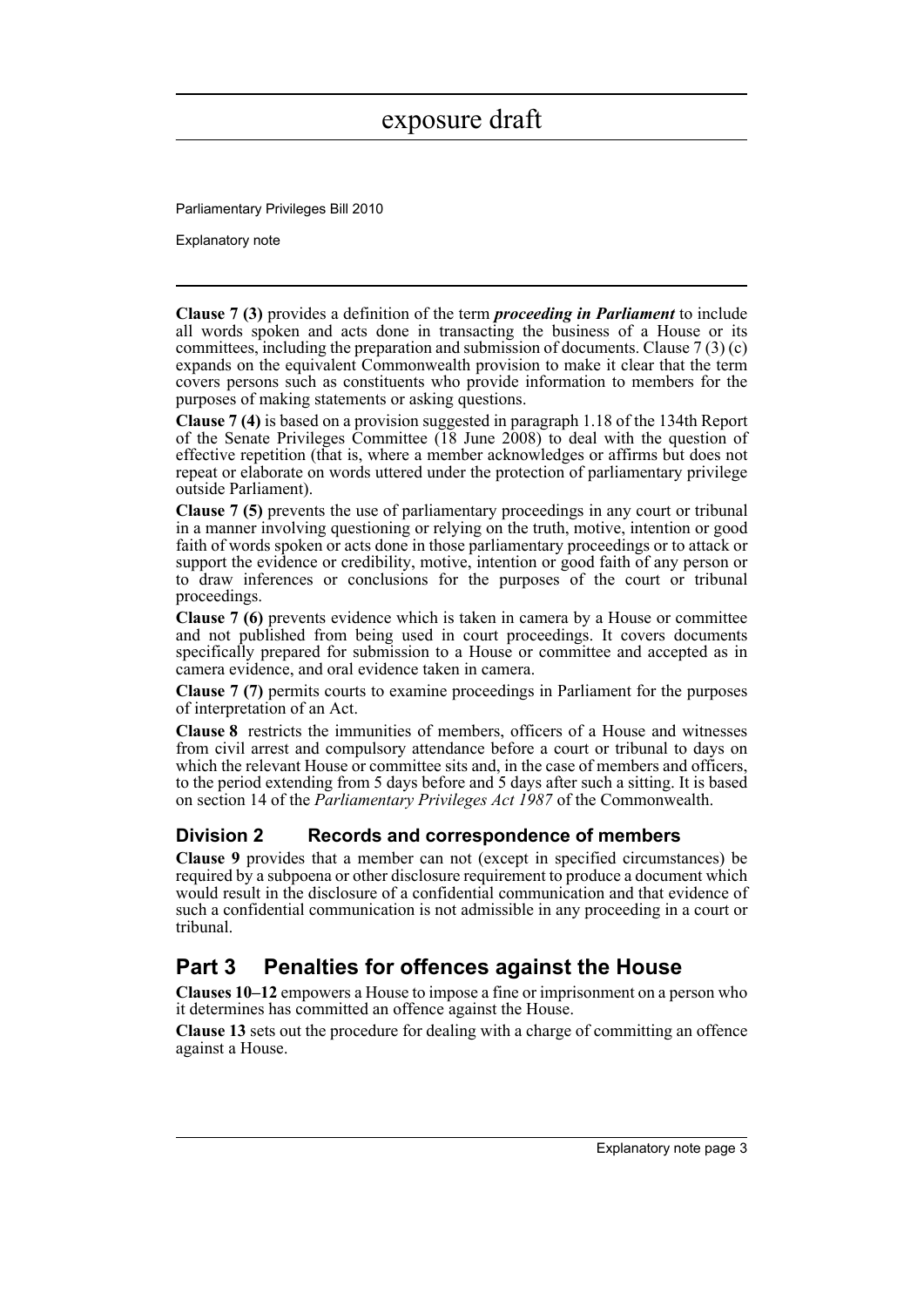**Clause 7 (3)** provides a definition of the term ***proceeding in Parliament*** to include all words spoken and acts done in transacting the business of a House or its committees, including the preparation and submission of documents. Clause 7 (3) (c) expands on the equivalent Commonwealth provision to make it clear that the term covers persons such as constituents who provide information to members for the purposes of making statements or asking questions.

**Clause 7 (4)** is based on a provision suggested in paragraph 1.18 of the 134th Report of the Senate Privileges Committee (18 June 2008) to deal with the question of effective repetition (that is, where a member acknowledges or affirms but does not repeat or elaborate on words uttered under the protection of parliamentary privilege outside Parliament).

**Clause 7 (5)** prevents the use of parliamentary proceedings in any court or tribunal in a manner involving questioning or relying on the truth, motive, intention or good faith of words spoken or acts done in those parliamentary proceedings or to attack or support the evidence or credibility, motive, intention or good faith of any person or to draw inferences or conclusions for the purposes of the court or tribunal proceedings.

**Clause 7 (6)** prevents evidence which is taken in camera by a House or committee and not published from being used in court proceedings. It covers documents specifically prepared for submission to a House or committee and accepted as in camera evidence, and oral evidence taken in camera.

**Clause 7 (7)** permits courts to examine proceedings in Parliament for the purposes of interpretation of an Act.

**Clause 8** restricts the immunities of members, officers of a House and witnesses from civil arrest and compulsory attendance before a court or tribunal to days on which the relevant House or committee sits and, in the case of members and officers, to the period extending from 5 days before and 5 days after such a sitting. It is based on section 14 of the *Parliamentary Privileges Act 1987* of the Commonwealth.

### Division 2 Records and correspondence of members

**Clause 9** provides that a member can not (except in specified circumstances) be required by a subpoena or other disclosure requirement to produce a document which would result in the disclosure of a confidential communication and that evidence of such a confidential communication is not admissible in any proceeding in a court or tribunal.

## Part 3 Penalties for offences against the House

**Clauses 10–12** empowers a House to impose a fine or imprisonment on a person who it determines has committed an offence against the House.

**Clause 13** sets out the procedure for dealing with a charge of committing an offence against a House.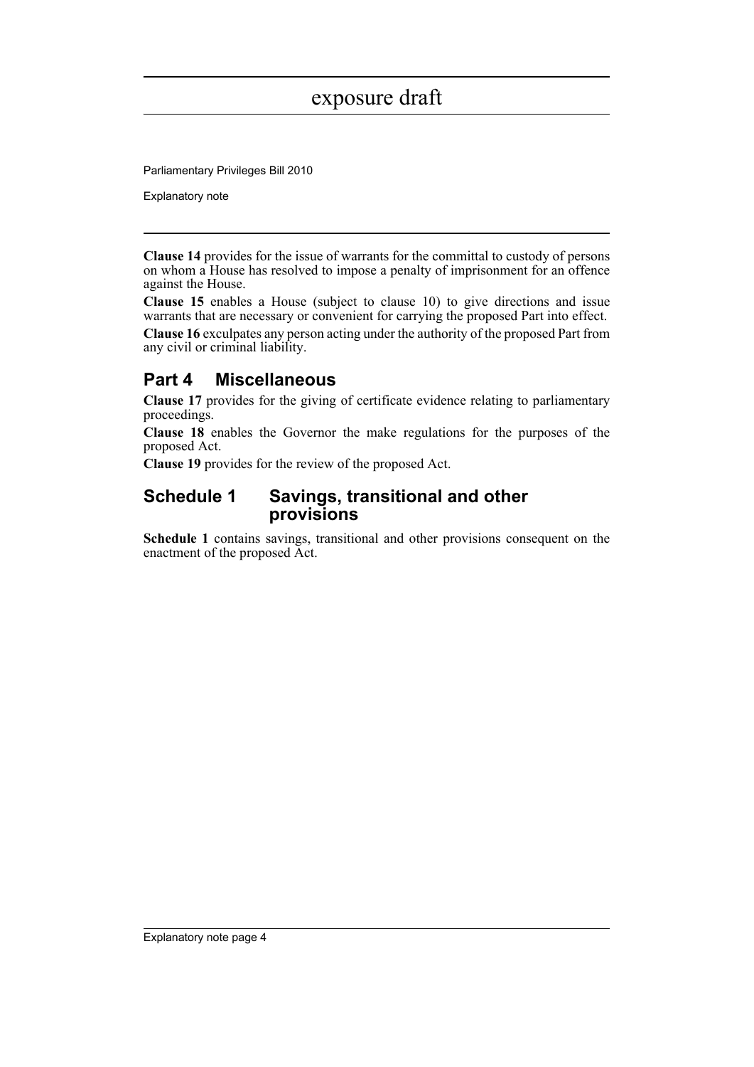**Clause 14** provides for the issue of warrants for the committal to custody of persons on whom a House has resolved to impose a penalty of imprisonment for an offence against the House.

**Clause 15** enables a House (subject to clause 10) to give directions and issue warrants that are necessary or convenient for carrying the proposed Part into effect.

**Clause 16** exculpates any person acting under the authority of the proposed Part from any civil or criminal liability.

## Part 4 Miscellaneous

**Clause 17** provides for the giving of certificate evidence relating to parliamentary proceedings.

**Clause 18** enables the Governor the make regulations for the purposes of the proposed Act.

**Clause 19** provides for the review of the proposed Act.

## Schedule 1 Savings, transitional and other provisions

**Schedule 1** contains savings, transitional and other provisions consequent on the enactment of the proposed Act.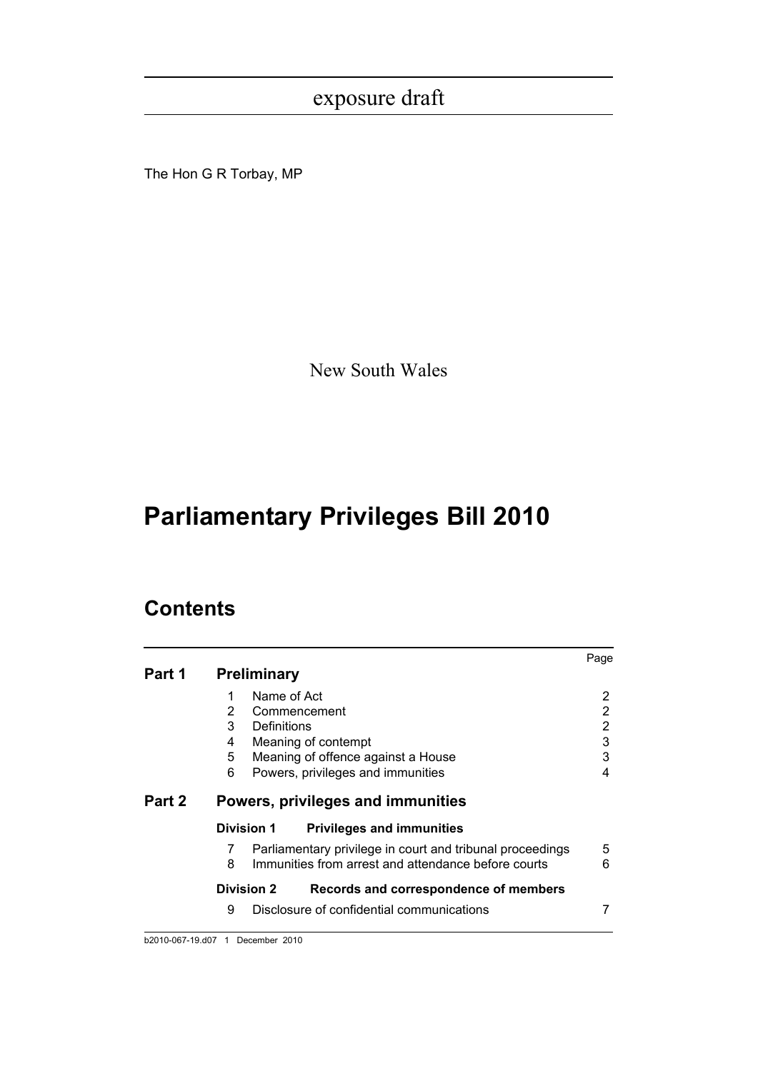exposure draft

The Hon G R Torbay, MP

New South Wales

# Parliamentary Privileges Bill 2010

## Contents

| | | | Page |
|---|---|---|---|
| **Part 1** | **Preliminary** | | |
| | 1 | Name of Act | 2 |
| | 2 | Commencement | 2 |
| | 3 | Definitions | 2 |
| | 4 | Meaning of contempt | 3 |
| | 5 | Meaning of offence against a House | 3 |
| | 6 | Powers, privileges and immunities | 4 |
| **Part 2** | **Powers, privileges and immunities** | | |
| | **Division 1** | **Privileges and immunities** | |
| | 7 | Parliamentary privilege in court and tribunal proceedings | 5 |
| | 8 | Immunities from arrest and attendance before courts | 6 |
| | **Division 2** | **Records and correspondence of members** | |
| | 9 | Disclosure of confidential communications | 7 |

b2010-067-19.d07 1 December 2010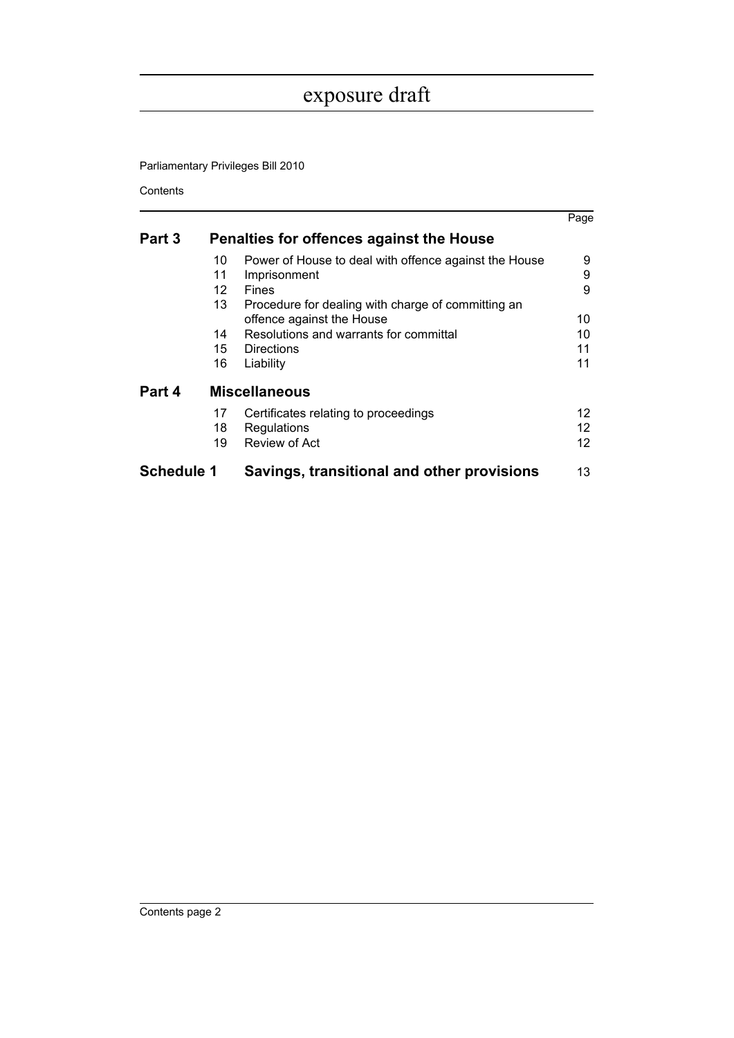exposure draft

Parliamentary Privileges Bill 2010

Contents

| | | | Page |
|---|---|---|---|
| **Part 3** | **Penalties for offences against the House** | | |
| | 10 | Power of House to deal with offence against the House | 9 |
| | 11 | Imprisonment | 9 |
| | 12 | Fines | 9 |
| | 13 | Procedure for dealing with charge of committing an offence against the House | 10 |
| | 14 | Resolutions and warrants for committal | 10 |
| | 15 | Directions | 11 |
| | 16 | Liability | 11 |
| **Part 4** | **Miscellaneous** | | |
| | 17 | Certificates relating to proceedings | 12 |
| | 18 | Regulations | 12 |
| | 19 | Review of Act | 12 |
| **Schedule 1** | **Savings, transitional and other provisions** | | 13 |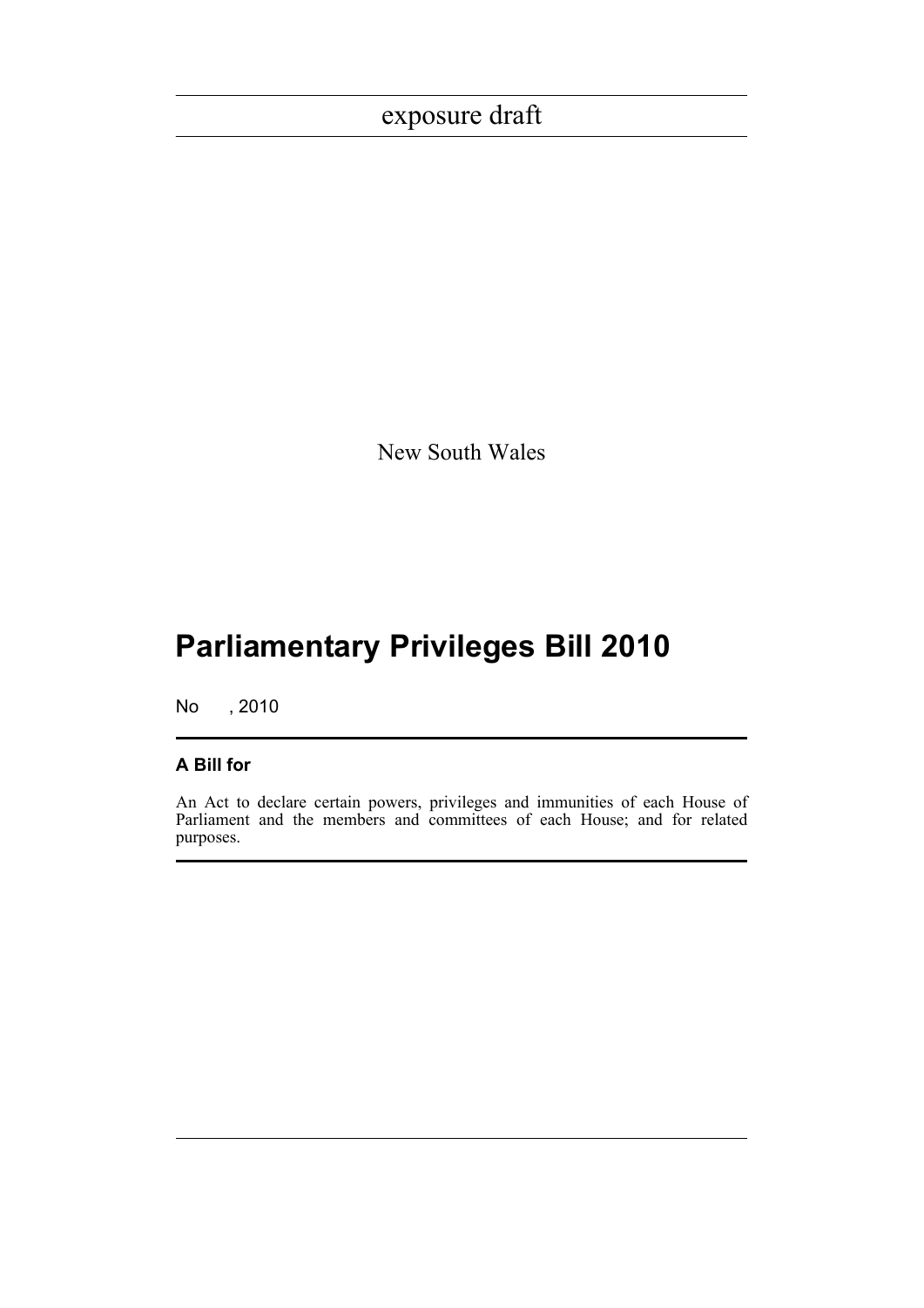exposure draft

New South Wales

# Parliamentary Privileges Bill 2010

No , 2010

### A Bill for

An Act to declare certain powers, privileges and immunities of each House of Parliament and the members and committees of each House; and for related purposes.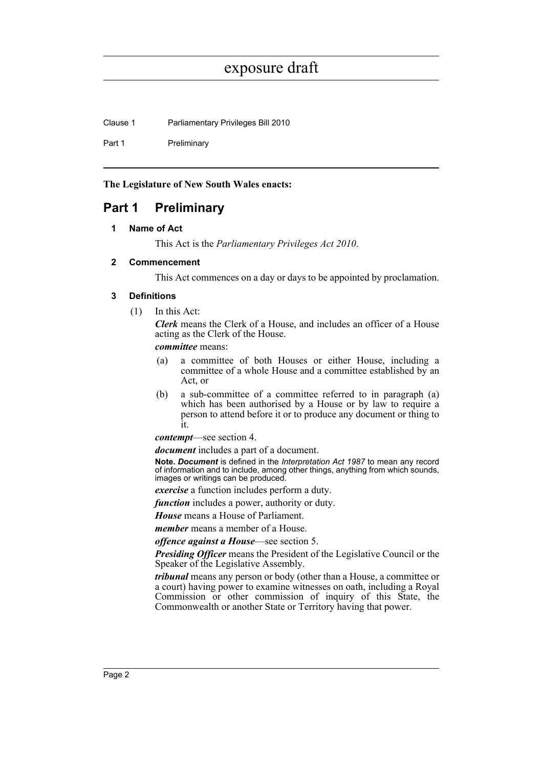**The Legislature of New South Wales enacts:**

# Part 1 Preliminary

## 1 Name of Act

This Act is the *Parliamentary Privileges Act 2010*.

## 2 Commencement

This Act commences on a day or days to be appointed by proclamation.

## 3 Definitions

(1) In this Act:

***Clerk*** means the Clerk of a House, and includes an officer of a House acting as the Clerk of the House.

***committee*** means:

(a) a committee of both Houses or either House, including a committee of a whole House and a committee established by an Act, or

(b) a sub-committee of a committee referred to in paragraph (a) which has been authorised by a House or by law to require a person to attend before it or to produce any document or thing to it.

***contempt***—see section 4.

***document*** includes a part of a document.

**Note.** ***Document*** is defined in the *Interpretation Act 1987* to mean any record of information and to include, among other things, anything from which sounds, images or writings can be produced.

***exercise*** a function includes perform a duty.

***function*** includes a power, authority or duty.

***House*** means a House of Parliament.

***member*** means a member of a House.

***offence against a House***—see section 5.

***Presiding Officer*** means the President of the Legislative Council or the Speaker of the Legislative Assembly.

***tribunal*** means any person or body (other than a House, a committee or a court) having power to examine witnesses on oath, including a Royal Commission or other commission of inquiry of this State, the Commonwealth or another State or Territory having that power.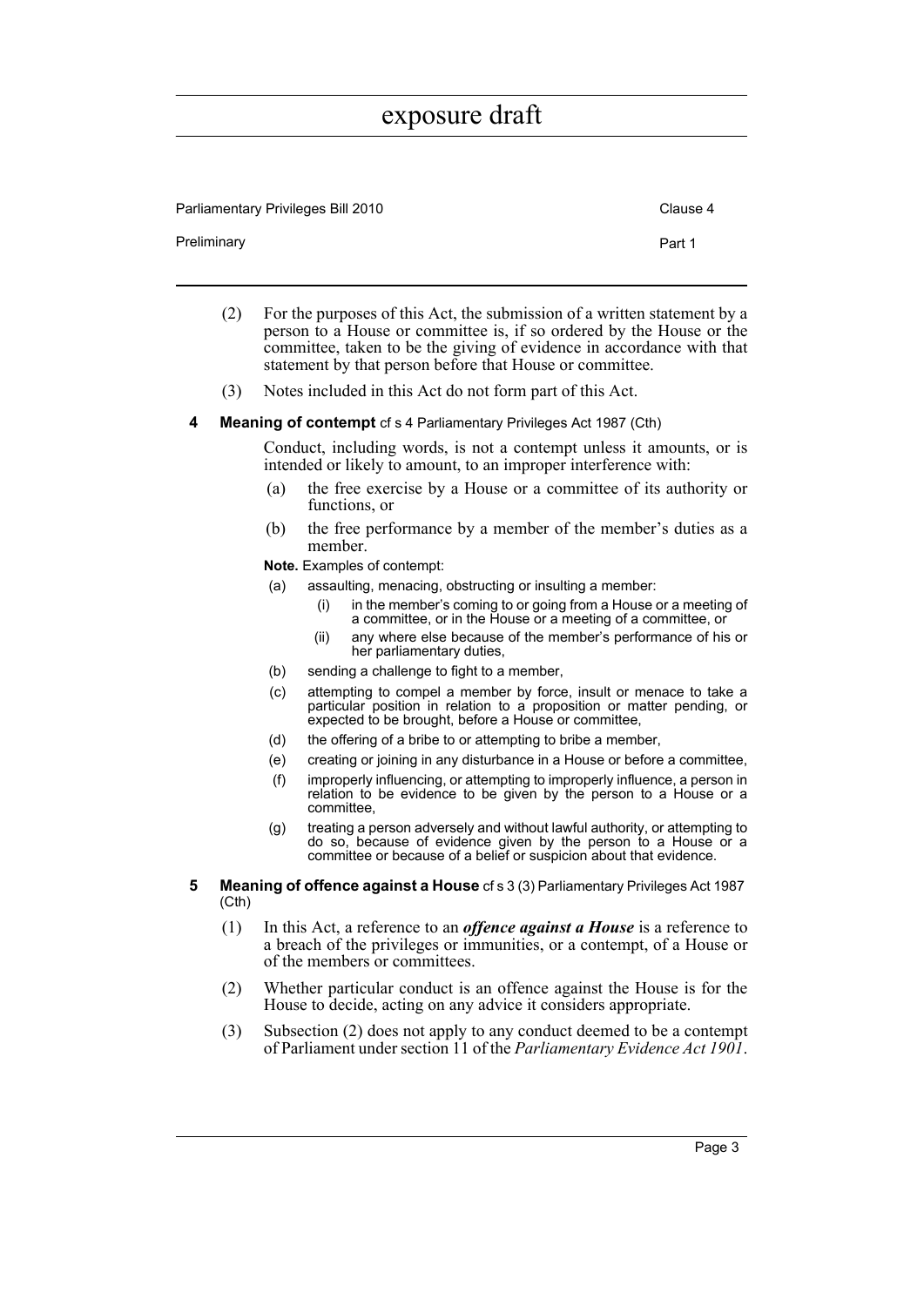(2) For the purposes of this Act, the submission of a written statement by a person to a House or committee is, if so ordered by the House or the committee, taken to be the giving of evidence in accordance with that statement by that person before that House or committee.

(3) Notes included in this Act do not form part of this Act.

### 4 Meaning of contempt cf s 4 Parliamentary Privileges Act 1987 (Cth)

Conduct, including words, is not a contempt unless it amounts, or is intended or likely to amount, to an improper interference with:

(a) the free exercise by a House or a committee of its authority or functions, or

(b) the free performance by a member of the member's duties as a member.

**Note.** Examples of contempt:

(a) assaulting, menacing, obstructing or insulting a member:

  (i) in the member's coming to or going from a House or a meeting of a committee, or in the House or a meeting of a committee, or

  (ii) any where else because of the member's performance of his or her parliamentary duties,

(b) sending a challenge to fight to a member,

(c) attempting to compel a member by force, insult or menace to take a particular position in relation to a proposition or matter pending, or expected to be brought, before a House or committee,

(d) the offering of a bribe to or attempting to bribe a member,

(e) creating or joining in any disturbance in a House or before a committee,

(f) improperly influencing, or attempting to improperly influence, a person in relation to be evidence to be given by the person to a House or a committee,

(g) treating a person adversely and without lawful authority, or attempting to do so, because of evidence given by the person to a House or a committee or because of a belief or suspicion about that evidence.

### 5 Meaning of offence against a House cf s 3 (3) Parliamentary Privileges Act 1987 (Cth)

(1) In this Act, a reference to an ***offence against a House*** is a reference to a breach of the privileges or immunities, or a contempt, of a House or of the members or committees.

(2) Whether particular conduct is an offence against the House is for the House to decide, acting on any advice it considers appropriate.

(3) Subsection (2) does not apply to any conduct deemed to be a contempt of Parliament under section 11 of the *Parliamentary Evidence Act 1901*.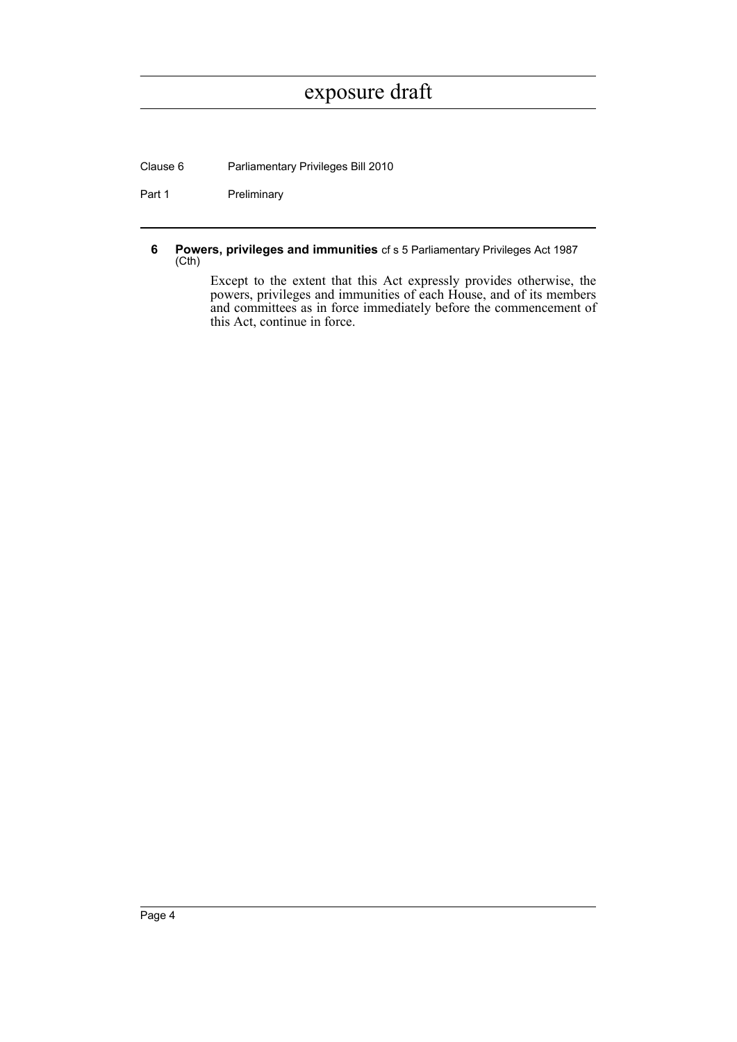**6 Powers, privileges and immunities** cf s 5 Parliamentary Privileges Act 1987 (Cth)

Except to the extent that this Act expressly provides otherwise, the powers, privileges and immunities of each House, and of its members and committees as in force immediately before the commencement of this Act, continue in force.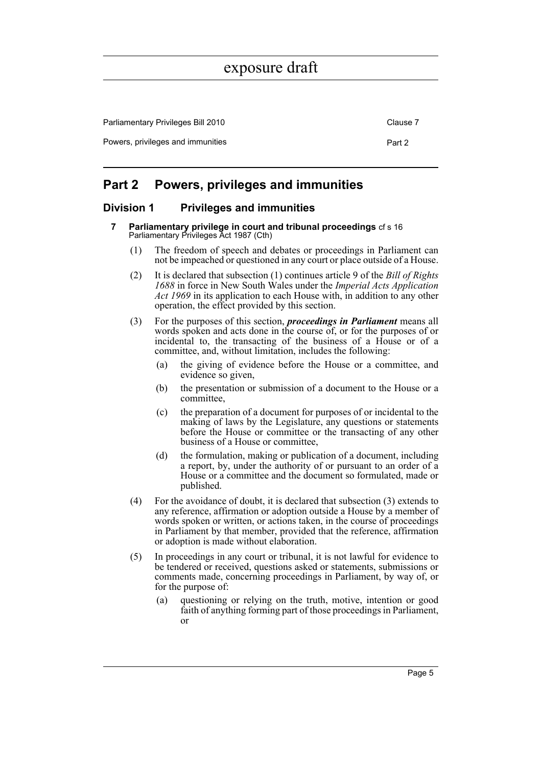## Part 2 Powers, privileges and immunities

### Division 1 Privileges and immunities

**7 Parliamentary privilege in court and tribunal proceedings** cf s 16 Parliamentary Privileges Act 1987 (Cth)

(1) The freedom of speech and debates or proceedings in Parliament can not be impeached or questioned in any court or place outside of a House.

(2) It is declared that subsection (1) continues article 9 of the *Bill of Rights 1688* in force in New South Wales under the *Imperial Acts Application Act 1969* in its application to each House with, in addition to any other operation, the effect provided by this section.

(3) For the purposes of this section, ***proceedings in Parliament*** means all words spoken and acts done in the course of, or for the purposes of or incidental to, the transacting of the business of a House or of a committee, and, without limitation, includes the following:

- (a) the giving of evidence before the House or a committee, and evidence so given,
- (b) the presentation or submission of a document to the House or a committee,
- (c) the preparation of a document for purposes of or incidental to the making of laws by the Legislature, any questions or statements before the House or committee or the transacting of any other business of a House or committee,
- (d) the formulation, making or publication of a document, including a report, by, under the authority of or pursuant to an order of a House or a committee and the document so formulated, made or published.

(4) For the avoidance of doubt, it is declared that subsection (3) extends to any reference, affirmation or adoption outside a House by a member of words spoken or written, or actions taken, in the course of proceedings in Parliament by that member, provided that the reference, affirmation or adoption is made without elaboration.

(5) In proceedings in any court or tribunal, it is not lawful for evidence to be tendered or received, questions asked or statements, submissions or comments made, concerning proceedings in Parliament, by way of, or for the purpose of:

- (a) questioning or relying on the truth, motive, intention or good faith of anything forming part of those proceedings in Parliament, or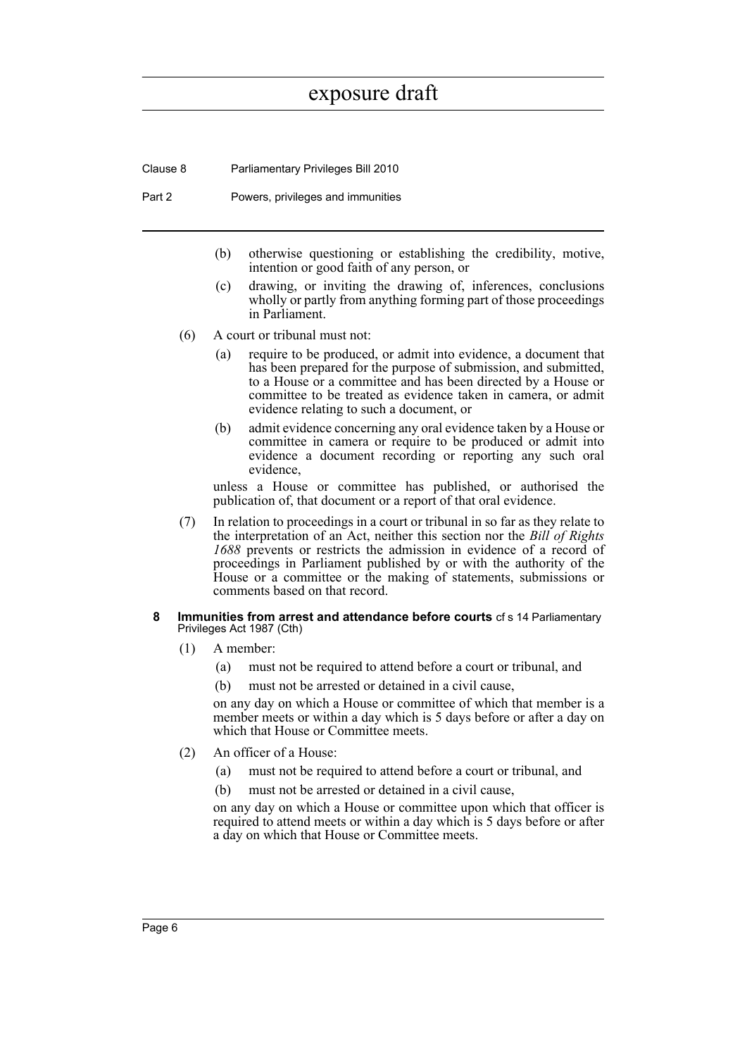(b) otherwise questioning or establishing the credibility, motive, intention or good faith of any person, or

(c) drawing, or inviting the drawing of, inferences, conclusions wholly or partly from anything forming part of those proceedings in Parliament.

(6) A court or tribunal must not:

(a) require to be produced, or admit into evidence, a document that has been prepared for the purpose of submission, and submitted, to a House or a committee and has been directed by a House or committee to be treated as evidence taken in camera, or admit evidence relating to such a document, or

(b) admit evidence concerning any oral evidence taken by a House or committee in camera or require to be produced or admit into evidence a document recording or reporting any such oral evidence,

unless a House or committee has published, or authorised the publication of, that document or a report of that oral evidence.

(7) In relation to proceedings in a court or tribunal in so far as they relate to the interpretation of an Act, neither this section nor the *Bill of Rights 1688* prevents or restricts the admission in evidence of a record of proceedings in Parliament published by or with the authority of the House or a committee or the making of statements, submissions or comments based on that record.

**8 Immunities from arrest and attendance before courts** cf s 14 Parliamentary Privileges Act 1987 (Cth)

(1) A member:

(a) must not be required to attend before a court or tribunal, and

(b) must not be arrested or detained in a civil cause,

on any day on which a House or committee of which that member is a member meets or within a day which is 5 days before or after a day on which that House or Committee meets.

(2) An officer of a House:

(a) must not be required to attend before a court or tribunal, and

(b) must not be arrested or detained in a civil cause,

on any day on which a House or committee upon which that officer is required to attend meets or within a day which is 5 days before or after a day on which that House or Committee meets.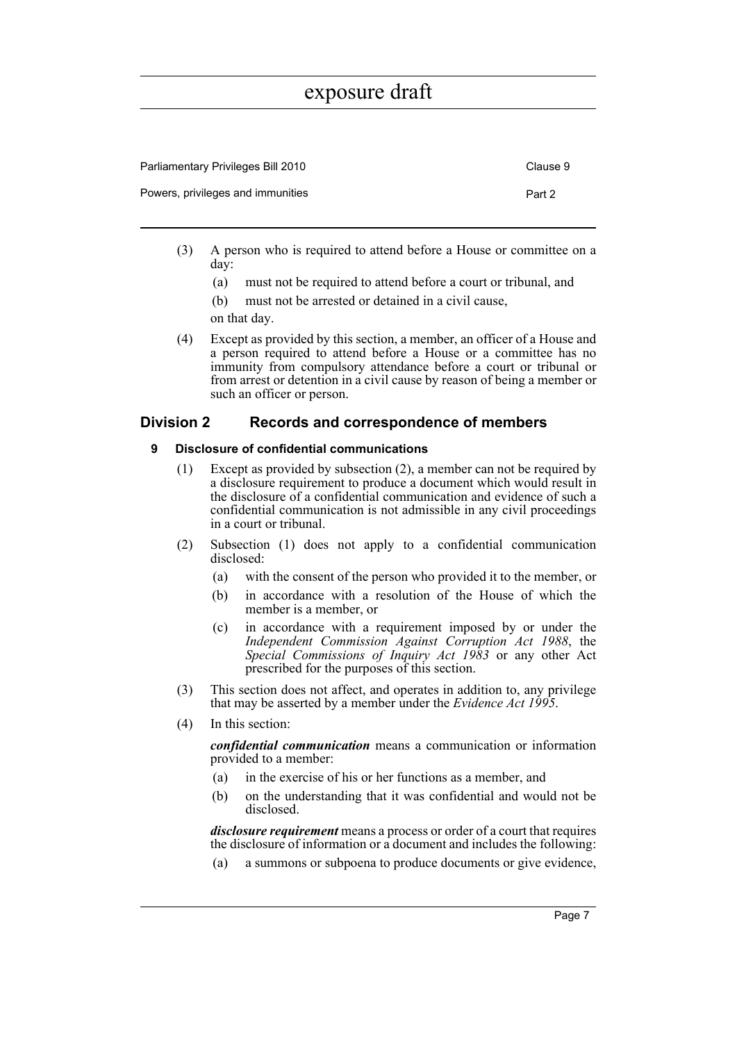(3) A person who is required to attend before a House or committee on a day:

- (a) must not be required to attend before a court or tribunal, and
- (b) must not be arrested or detained in a civil cause,

on that day.

(4) Except as provided by this section, a member, an officer of a House and a person required to attend before a House or a committee has no immunity from compulsory attendance before a court or tribunal or from arrest or detention in a civil cause by reason of being a member or such an officer or person.

## Division 2 Records and correspondence of members

### 9 Disclosure of confidential communications

(1) Except as provided by subsection (2), a member can not be required by a disclosure requirement to produce a document which would result in the disclosure of a confidential communication and evidence of such a confidential communication is not admissible in any civil proceedings in a court or tribunal.

(2) Subsection (1) does not apply to a confidential communication disclosed:

- (a) with the consent of the person who provided it to the member, or
- (b) in accordance with a resolution of the House of which the member is a member, or
- (c) in accordance with a requirement imposed by or under the *Independent Commission Against Corruption Act 1988*, the *Special Commissions of Inquiry Act 1983* or any other Act prescribed for the purposes of this section.

(3) This section does not affect, and operates in addition to, any privilege that may be asserted by a member under the *Evidence Act 1995*.

(4) In this section:

***confidential communication*** means a communication or information provided to a member:

- (a) in the exercise of his or her functions as a member, and
- (b) on the understanding that it was confidential and would not be disclosed.

***disclosure requirement*** means a process or order of a court that requires the disclosure of information or a document and includes the following:

- (a) a summons or subpoena to produce documents or give evidence,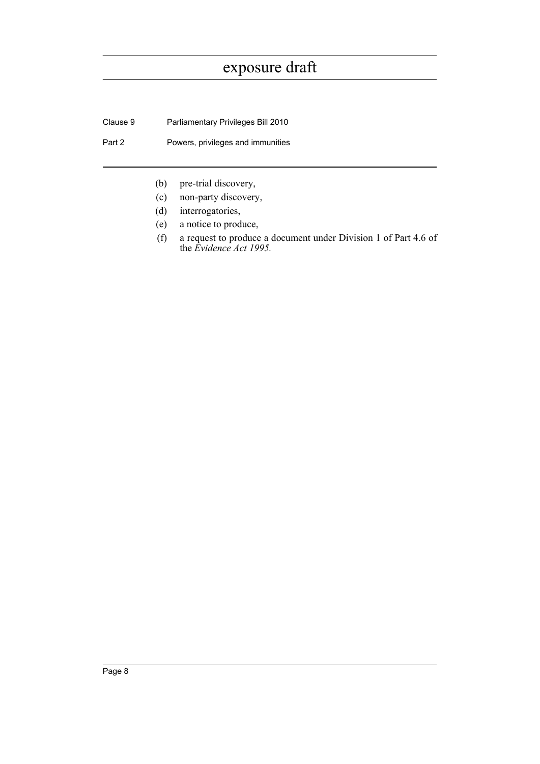(b) pre-trial discovery,

(c) non-party discovery,

(d) interrogatories,

(e) a notice to produce,

(f) a request to produce a document under Division 1 of Part 4.6 of the *Evidence Act 1995.*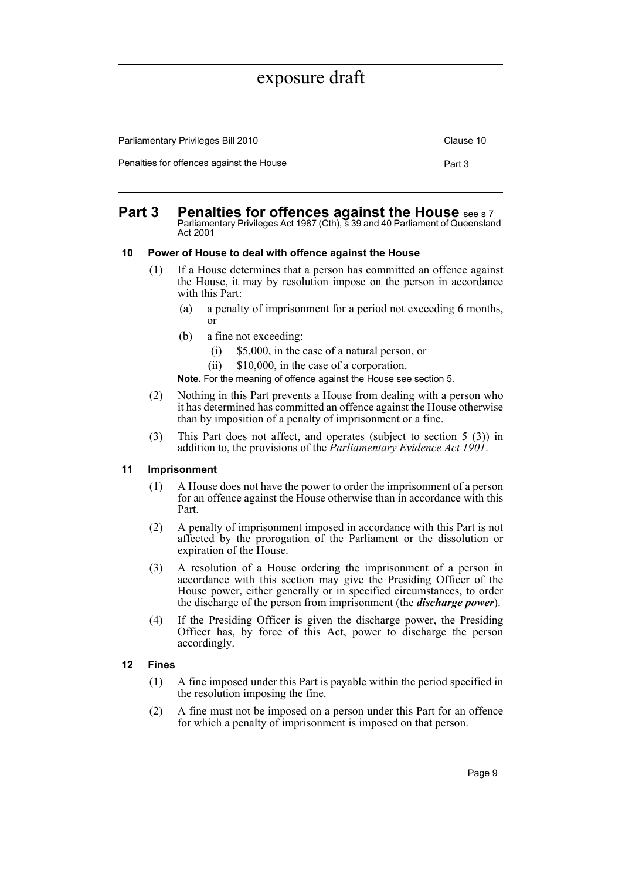## Part 3 Penalties for offences against the House see s 7 Parliamentary Privileges Act 1987 (Cth), s 39 and 40 Parliament of Queensland Act 2001

### 10 Power of House to deal with offence against the House

(1) If a House determines that a person has committed an offence against the House, it may by resolution impose on the person in accordance with this Part:

- (a) a penalty of imprisonment for a period not exceeding 6 months, or
- (b) a fine not exceeding:
  - (i) $5,000, in the case of a natural person, or
  - (ii) $10,000, in the case of a corporation.

**Note.** For the meaning of offence against the House see section 5.

(2) Nothing in this Part prevents a House from dealing with a person who it has determined has committed an offence against the House otherwise than by imposition of a penalty of imprisonment or a fine.

(3) This Part does not affect, and operates (subject to section 5 (3)) in addition to, the provisions of the *Parliamentary Evidence Act 1901*.

### 11 Imprisonment

(1) A House does not have the power to order the imprisonment of a person for an offence against the House otherwise than in accordance with this Part.

(2) A penalty of imprisonment imposed in accordance with this Part is not affected by the prorogation of the Parliament or the dissolution or expiration of the House.

(3) A resolution of a House ordering the imprisonment of a person in accordance with this section may give the Presiding Officer of the House power, either generally or in specified circumstances, to order the discharge of the person from imprisonment (the ***discharge power***).

(4) If the Presiding Officer is given the discharge power, the Presiding Officer has, by force of this Act, power to discharge the person accordingly.

### 12 Fines

(1) A fine imposed under this Part is payable within the period specified in the resolution imposing the fine.

(2) A fine must not be imposed on a person under this Part for an offence for which a penalty of imprisonment is imposed on that person.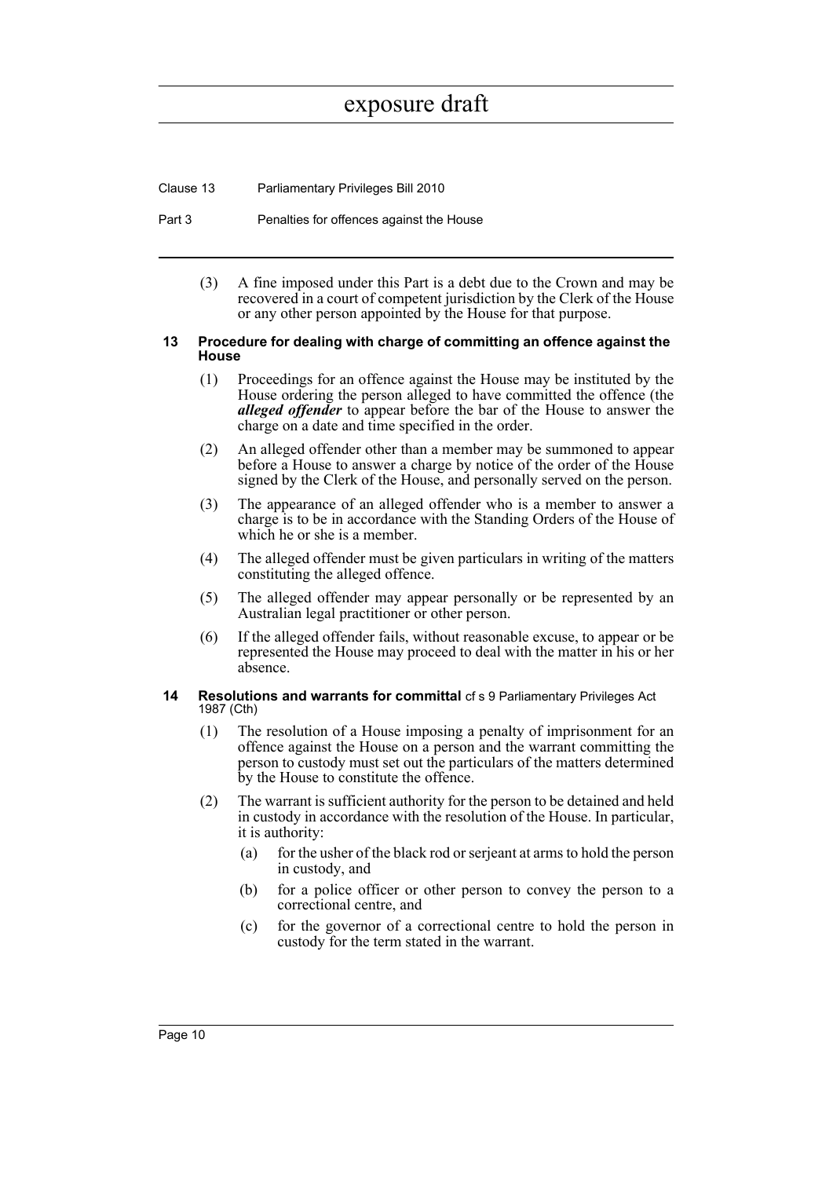(3) A fine imposed under this Part is a debt due to the Crown and may be recovered in a court of competent jurisdiction by the Clerk of the House or any other person appointed by the House for that purpose.

### 13 Procedure for dealing with charge of committing an offence against the House

(1) Proceedings for an offence against the House may be instituted by the House ordering the person alleged to have committed the offence (the ***alleged offender*** to appear before the bar of the House to answer the charge on a date and time specified in the order.

(2) An alleged offender other than a member may be summoned to appear before a House to answer a charge by notice of the order of the House signed by the Clerk of the House, and personally served on the person.

(3) The appearance of an alleged offender who is a member to answer a charge is to be in accordance with the Standing Orders of the House of which he or she is a member.

(4) The alleged offender must be given particulars in writing of the matters constituting the alleged offence.

(5) The alleged offender may appear personally or be represented by an Australian legal practitioner or other person.

(6) If the alleged offender fails, without reasonable excuse, to appear or be represented the House may proceed to deal with the matter in his or her absence.

### 14 Resolutions and warrants for committal cf s 9 Parliamentary Privileges Act 1987 (Cth)

(1) The resolution of a House imposing a penalty of imprisonment for an offence against the House on a person and the warrant committing the person to custody must set out the particulars of the matters determined by the House to constitute the offence.

(2) The warrant is sufficient authority for the person to be detained and held in custody in accordance with the resolution of the House. In particular, it is authority:

- (a) for the usher of the black rod or serjeant at arms to hold the person in custody, and
- (b) for a police officer or other person to convey the person to a correctional centre, and
- (c) for the governor of a correctional centre to hold the person in custody for the term stated in the warrant.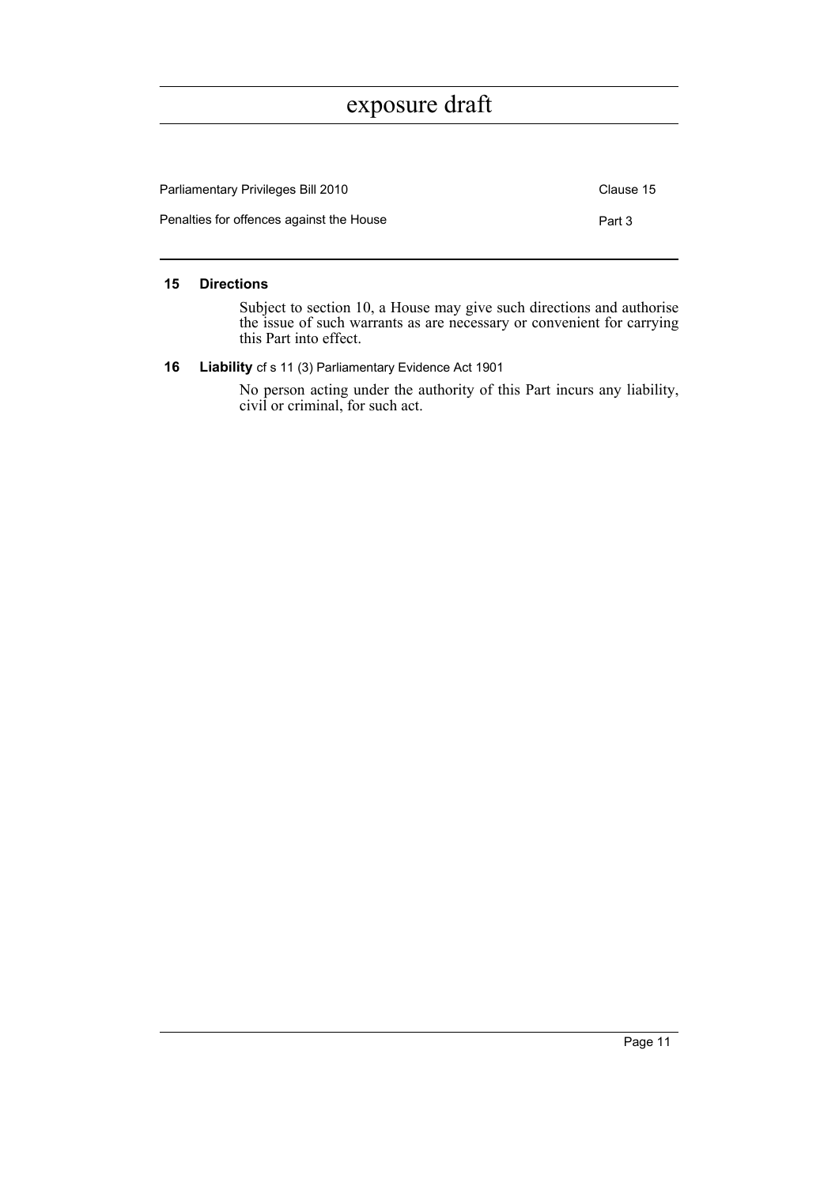#### 15 Directions

Subject to section 10, a House may give such directions and authorise the issue of such warrants as are necessary or convenient for carrying this Part into effect.

#### 16 Liability cf s 11 (3) Parliamentary Evidence Act 1901

No person acting under the authority of this Part incurs any liability, civil or criminal, for such act.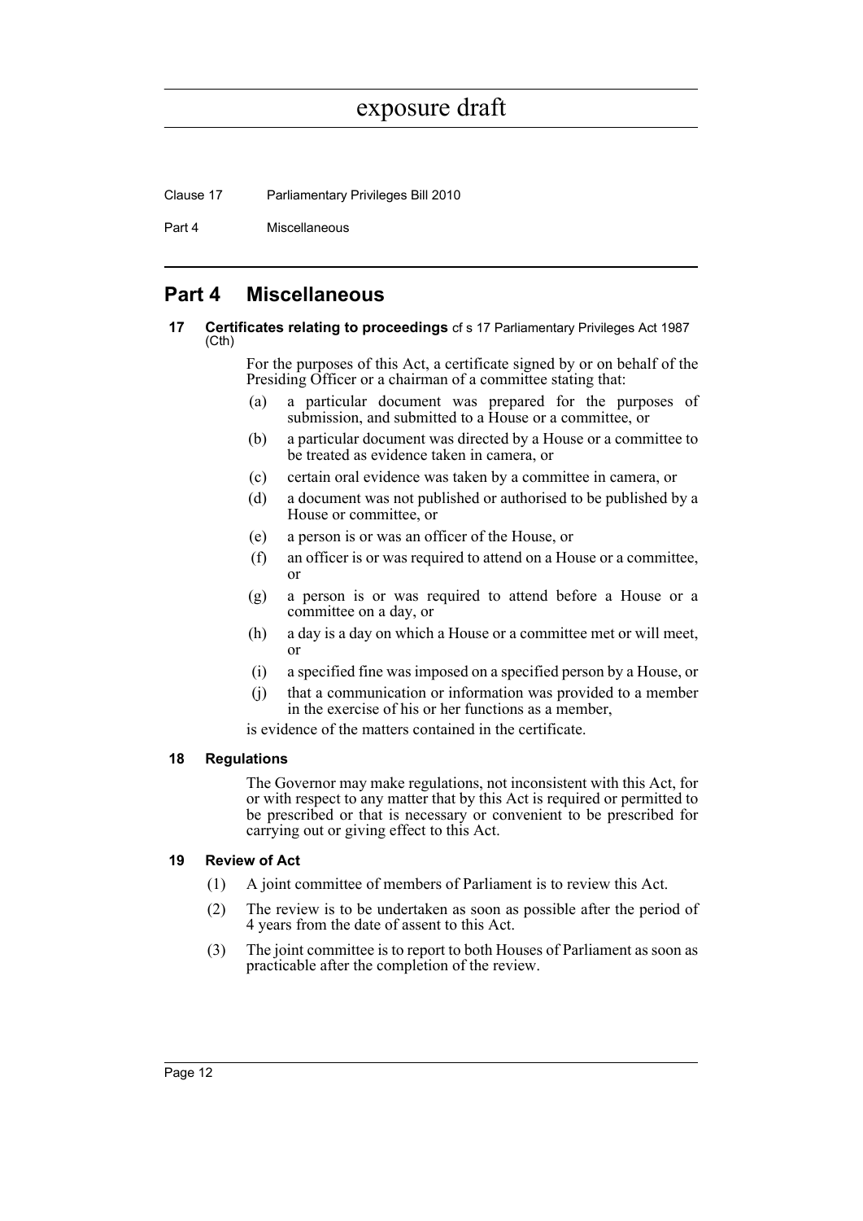## Part 4 Miscellaneous

### 17 Certificates relating to proceedings cf s 17 Parliamentary Privileges Act 1987 (Cth)

For the purposes of this Act, a certificate signed by or on behalf of the Presiding Officer or a chairman of a committee stating that:

(a) a particular document was prepared for the purposes of submission, and submitted to a House or a committee, or

(b) a particular document was directed by a House or a committee to be treated as evidence taken in camera, or

(c) certain oral evidence was taken by a committee in camera, or

(d) a document was not published or authorised to be published by a House or committee, or

(e) a person is or was an officer of the House, or

(f) an officer is or was required to attend on a House or a committee, or

(g) a person is or was required to attend before a House or a committee on a day, or

(h) a day is a day on which a House or a committee met or will meet, or

(i) a specified fine was imposed on a specified person by a House, or

(j) that a communication or information was provided to a member in the exercise of his or her functions as a member,

is evidence of the matters contained in the certificate.

### 18 Regulations

The Governor may make regulations, not inconsistent with this Act, for or with respect to any matter that by this Act is required or permitted to be prescribed or that is necessary or convenient to be prescribed for carrying out or giving effect to this Act.

### 19 Review of Act

(1) A joint committee of members of Parliament is to review this Act.

(2) The review is to be undertaken as soon as possible after the period of 4 years from the date of assent to this Act.

(3) The joint committee is to report to both Houses of Parliament as soon as practicable after the completion of the review.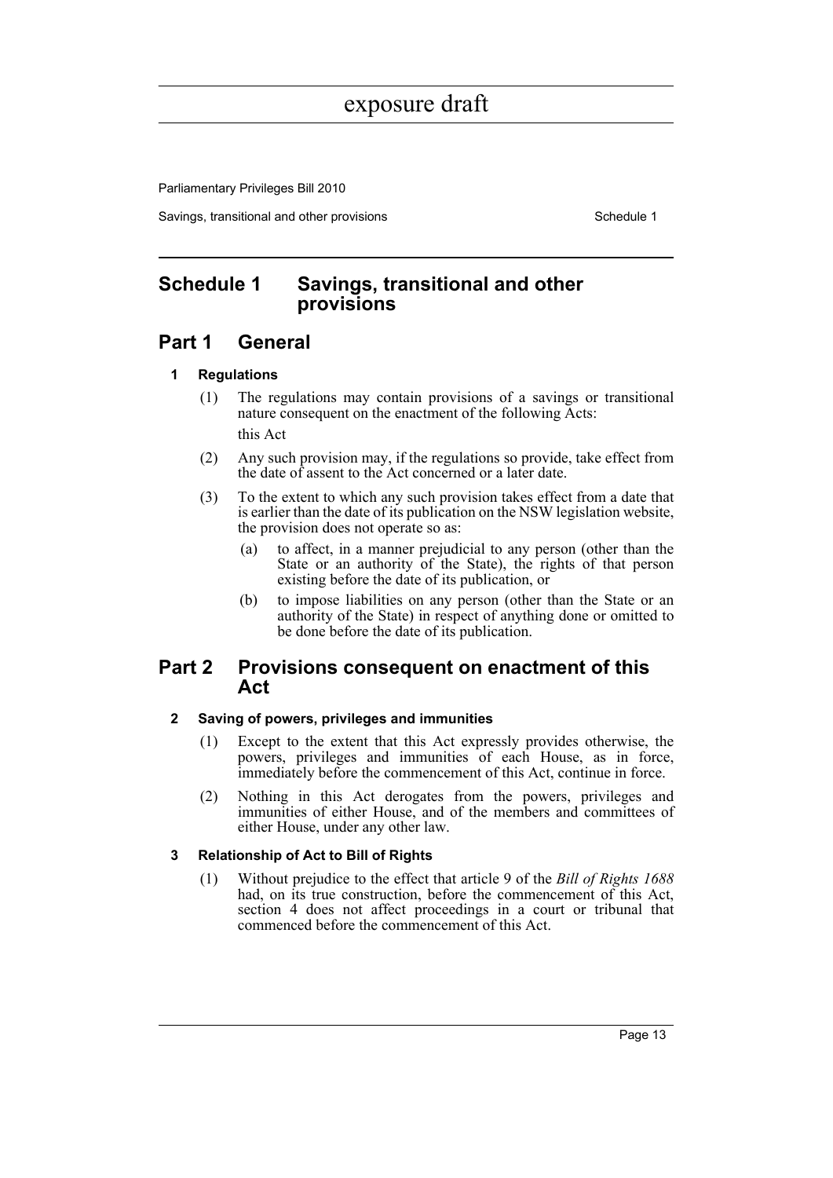# Schedule 1 Savings, transitional and other provisions

## Part 1 General

### 1 Regulations

(1) The regulations may contain provisions of a savings or transitional nature consequent on the enactment of the following Acts:

this Act

(2) Any such provision may, if the regulations so provide, take effect from the date of assent to the Act concerned or a later date.

(3) To the extent to which any such provision takes effect from a date that is earlier than the date of its publication on the NSW legislation website, the provision does not operate so as:

(a) to affect, in a manner prejudicial to any person (other than the State or an authority of the State), the rights of that person existing before the date of its publication, or

(b) to impose liabilities on any person (other than the State or an authority of the State) in respect of anything done or omitted to be done before the date of its publication.

## Part 2 Provisions consequent on enactment of this Act

### 2 Saving of powers, privileges and immunities

(1) Except to the extent that this Act expressly provides otherwise, the powers, privileges and immunities of each House, as in force, immediately before the commencement of this Act, continue in force.

(2) Nothing in this Act derogates from the powers, privileges and immunities of either House, and of the members and committees of either House, under any other law.

### 3 Relationship of Act to Bill of Rights

(1) Without prejudice to the effect that article 9 of the *Bill of Rights 1688* had, on its true construction, before the commencement of this Act, section 4 does not affect proceedings in a court or tribunal that commenced before the commencement of this Act.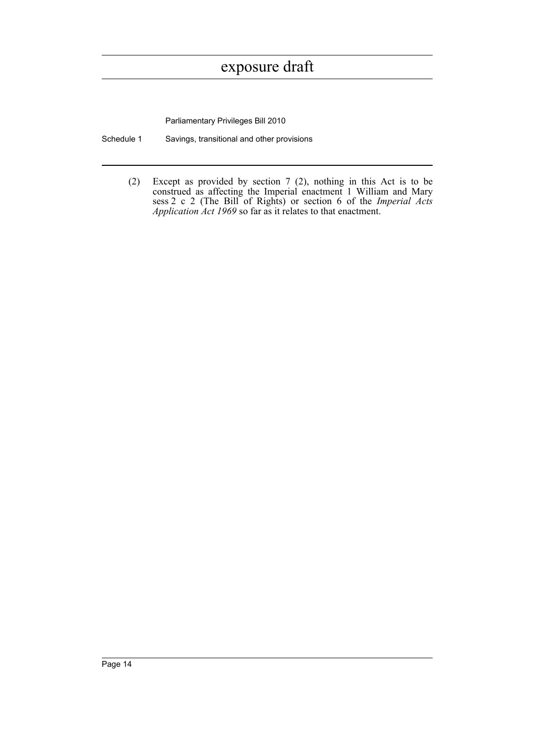(2) Except as provided by section 7 (2), nothing in this Act is to be construed as affecting the Imperial enactment 1 William and Mary sess 2 c 2 (The Bill of Rights) or section 6 of the *Imperial Acts Application Act 1969* so far as it relates to that enactment.